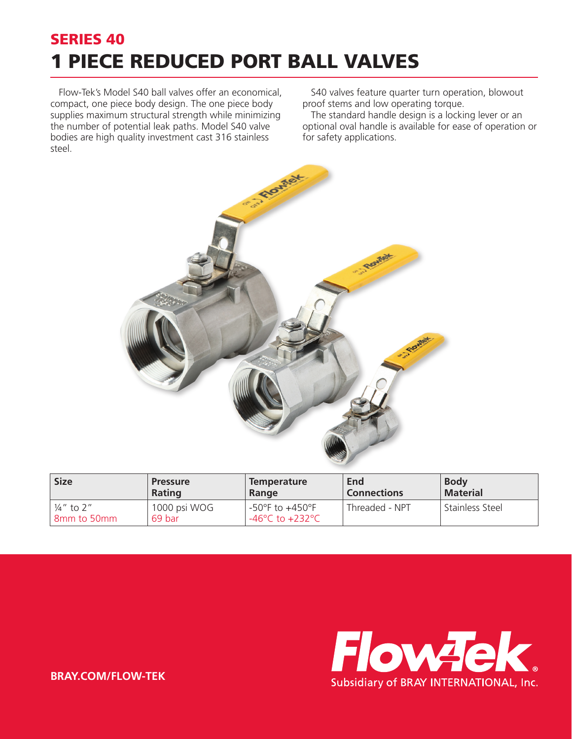## SERIES 40

# 1 PIECE REDUCED PORT BALL VALVES

Flow-Tek's Model S40 ball valves offer an economical, compact, one piece body design. The one piece body supplies maximum structural strength while minimizing the number of potential leak paths. Model S40 valve bodies are high quality investment cast 316 stainless steel.

S40 valves feature quarter turn operation, blowout proof stems and low operating torque.

The standard handle design is a locking lever or an optional oval handle is available for ease of operation or for safety applications.

| Size | Pressure Rating | Temperature Range | End Connections | Body Material |
|---|---|---|---|---|
| ¼" to 2"<br>8mm to 50mm | 1000 psi WOG<br>69 bar | -50°F to +450°F<br>-46°C to +232°C | Threaded - NPT | Stainless Steel |

**BRAY.COM/FLOW-TEK**

Flow-Tek®
Subsidiary of BRAY INTERNATIONAL, Inc.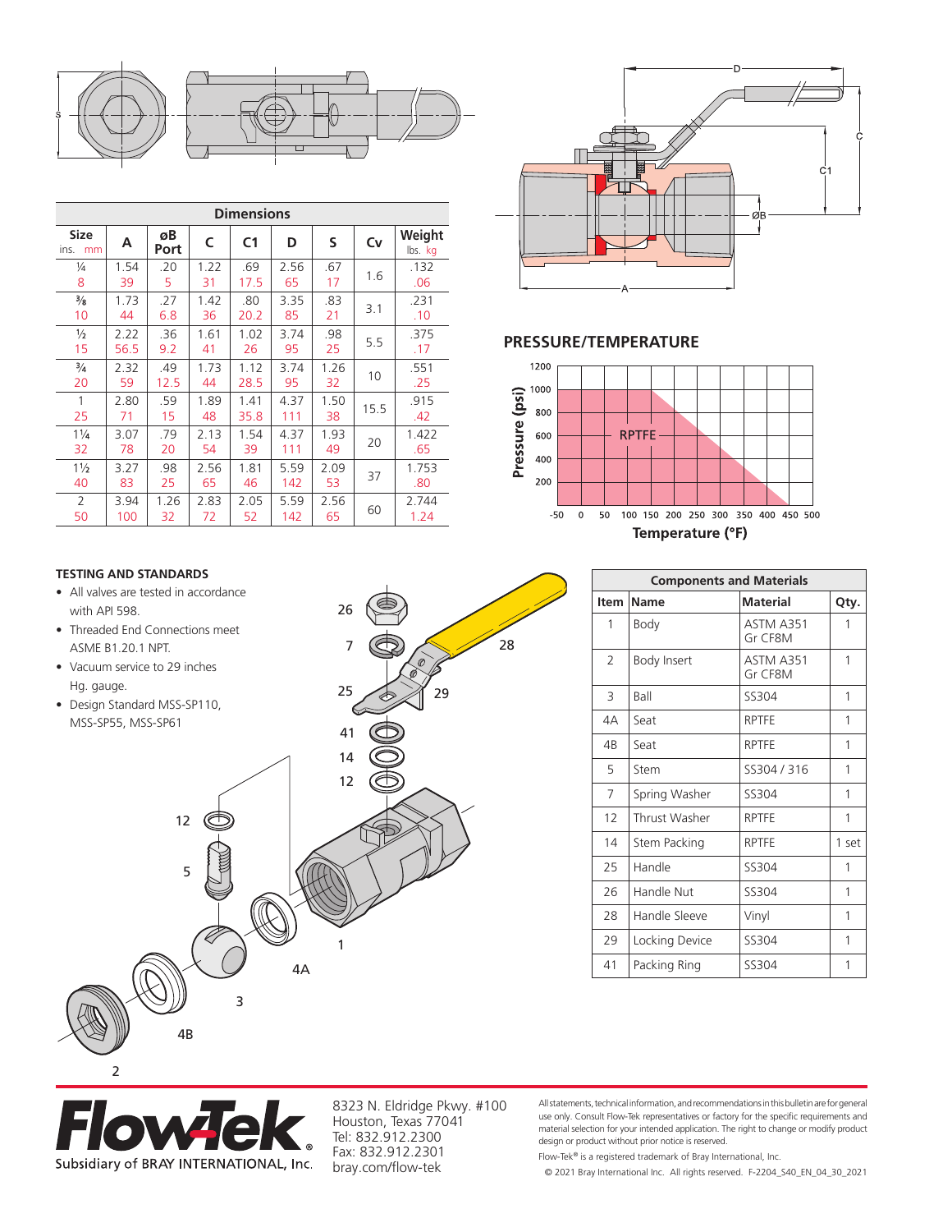## Dimensions

| Size ins. mm | A | øB Port | C | C1 | D | S | Cv | Weight lbs. kg |
|---|---|---|---|---|---|---|---|---|
| ¼<br>8 | 1.54<br>39 | .20<br>5 | 1.22<br>31 | .69<br>17.5 | 2.56<br>65 | .67<br>17 | 1.6 | .132<br>.06 |
| ⅜<br>10 | 1.73<br>44 | .27<br>6.8 | 1.42<br>36 | .80<br>20.2 | 3.35<br>85 | .83<br>21 | 3.1 | .231<br>.10 |
| ½<br>15 | 2.22<br>56.5 | .36<br>9.2 | 1.61<br>41 | 1.02<br>26 | 3.74<br>95 | .98<br>25 | 5.5 | .375<br>.17 |
| ¾<br>20 | 2.32<br>59 | .49<br>12.5 | 1.73<br>44 | 1.12<br>28.5 | 3.74<br>95 | 1.26<br>32 | 10 | .551<br>.25 |
| 1<br>25 | 2.80<br>71 | .59<br>15 | 1.89<br>48 | 1.41<br>35.8 | 4.37<br>111 | 1.50<br>38 | 15.5 | .915<br>.42 |
| 1¼<br>32 | 3.07<br>78 | .79<br>20 | 2.13<br>54 | 1.54<br>39 | 4.37<br>111 | 1.93<br>49 | 20 | 1.422<br>.65 |
| 1½<br>40 | 3.27<br>83 | .98<br>25 | 2.56<br>65 | 1.81<br>46 | 5.59<br>142 | 2.09<br>53 | 37 | 1.753<br>.80 |
| 2<br>50 | 3.94<br>100 | 1.26<br>32 | 2.83<br>72 | 2.05<br>52 | 5.59<br>142 | 2.56<br>65 | 60 | 2.744<br>1.24 |

## PRESSURE/TEMPERATURE

Pressure (psi)
1200
1000
800
600
400
200
RPTFE
-50 0 50 100 150 200 250 300 350 400 450 500
Temperature (°F)

### TESTING AND STANDARDS

- All valves are tested in accordance with API 598.
- Threaded End Connections meet ASME B1.20.1 NPT.
- Vacuum service to 29 inches Hg. gauge.
- Design Standard MSS-SP110, MSS-SP55, MSS-SP61

| Components and Materials | | | |
|---|---|---|---|
| **Item** | **Name** | **Material** | **Qty.** |
| 1 | Body | ASTM A351 Gr CF8M | 1 |
| 2 | Body Insert | ASTM A351 Gr CF8M | 1 |
| 3 | Ball | SS304 | 1 |
| 4A | Seat | RPTFE | 1 |
| 4B | Seat | RPTFE | 1 |
| 5 | Stem | SS304 / 316 | 1 |
| 7 | Spring Washer | SS304 | 1 |
| 12 | Thrust Washer | RPTFE | 1 |
| 14 | Stem Packing | RPTFE | 1 set |
| 25 | Handle | SS304 | 1 |
| 26 | Handle Nut | SS304 | 1 |
| 28 | Handle Sleeve | Vinyl | 1 |
| 29 | Locking Device | SS304 | 1 |
| 41 | Packing Ring | SS304 | 1 |

**Flow-Tek** Subsidiary of BRAY INTERNATIONAL, Inc.

8323 N. Eldridge Pkwy. #100
Houston, Texas 77041
Tel: 832.912.2300
Fax: 832.912.2301
bray.com/flow-tek

All statements, technical information, and recommendations in this bulletin are for general use only. Consult Flow-Tek representatives or factory for the specific requirements and material selection for your intended application. The right to change or modify product design or product without prior notice is reserved.

Flow-Tek® is a registered trademark of Bray International, Inc.

© 2021 Bray International Inc. All rights reserved. F-2204_S40_EN_04_30_2021